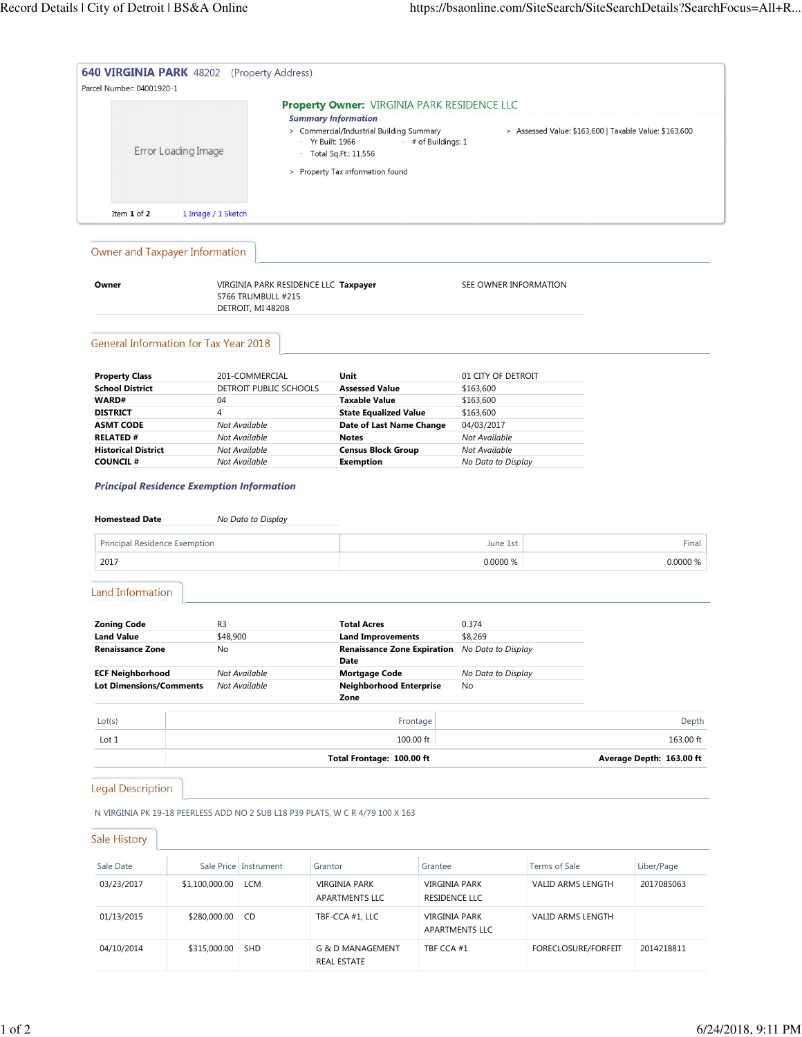# 640 VIRGINIA PARK 48202 (Property Address)

Parcel Number: 04001920-1

Error Loading Image

Item **1** of 2 1 Image / 1 Sketch

## Property Owner: VIRGINIA PARK RESIDENCE LLC

***Summary Information***

- Commercial/Industrial Building Summary
  - Yr Built: 1966
  - \# of Buildings: 1
  - Total Sq.Ft.: 11,556
- Assessed Value: $163,600 | Taxable Value: $163,600
- Property Tax information found

## Owner and Taxpayer Information

| | | | |
|---|---|---|---|
| **Owner** | VIRGINIA PARK RESIDENCE LLC<br>5766 TRUMBULL #215<br>DETROIT, MI 48208 | **Taxpayer** | SEE OWNER INFORMATION |

## General Information for Tax Year 2018

| | | | |
|---|---|---|---|
| **Property Class** | 201-COMMERCIAL | **Unit** | 01 CITY OF DETROIT |
| **School District** | DETROIT PUBLIC SCHOOLS | **Assessed Value** | $163,600 |
| **WARD#** | 04 | **Taxable Value** | $163,600 |
| **DISTRICT** | 4 | **State Equalized Value** | $163,600 |
| **ASMT CODE** | *Not Available* | **Date of Last Name Change** | 04/03/2017 |
| **RELATED #** | *Not Available* | **Notes** | *Not Available* |
| **Historical District** | *Not Available* | **Census Block Group** | *Not Available* |
| **COUNCIL #** | *Not Available* | **Exemption** | *No Data to Display* |

### *Principal Residence Exemption Information*

| | |
|---|---|
| **Homestead Date** | *No Data to Display* |

| Principal Residence Exemption | June 1st | Final |
|---|---|---|
| 2017 | 0.0000 % | 0.0000 % |

## Land Information

| | | | |
|---|---|---|---|
| **Zoning Code** | R3 | **Total Acres** | 0.374 |
| **Land Value** | $48,900 | **Land Improvements** | $8,269 |
| **Renaissance Zone** | No | **Renaissance Zone Expiration Date** | *No Data to Display* |
| **ECF Neighborhood** | *Not Available* | **Mortgage Code** | *No Data to Display* |
| **Lot Dimensions/Comments** | *Not Available* | **Neighborhood Enterprise Zone** | No |

| Lot(s) | Frontage | Depth |
|---|---|---|
| Lot 1 | 100.00 ft | 163.00 ft |
| | **Total Frontage: 100.00 ft** | **Average Depth: 163.00 ft** |

## Legal Description

N VIRGINIA PK 19-18 PEERLESS ADD NO 2 SUB L18 P39 PLATS, W C R 4/79 100 X 163

## Sale History

| Sale Date | Sale Price | Instrument | Grantor | Grantee | Terms of Sale | Liber/Page |
|---|---|---|---|---|---|---|
| 03/23/2017 | $1,100,000.00 | LCM | VIRGINIA PARK APARTMENTS LLC | VIRGINIA PARK RESIDENCE LLC | VALID ARMS LENGTH | 2017085063 |
| 01/13/2015 | $280,000.00 | CD | TBF-CCA #1, LLC | VIRGINIA PARK APARTMENTS LLC | VALID ARMS LENGTH | |
| 04/10/2014 | $315,000.00 | SHD | G & D MANAGEMENT REAL ESTATE | TBF CCA #1 | FORECLOSURE/FORFEIT | 2014218811 |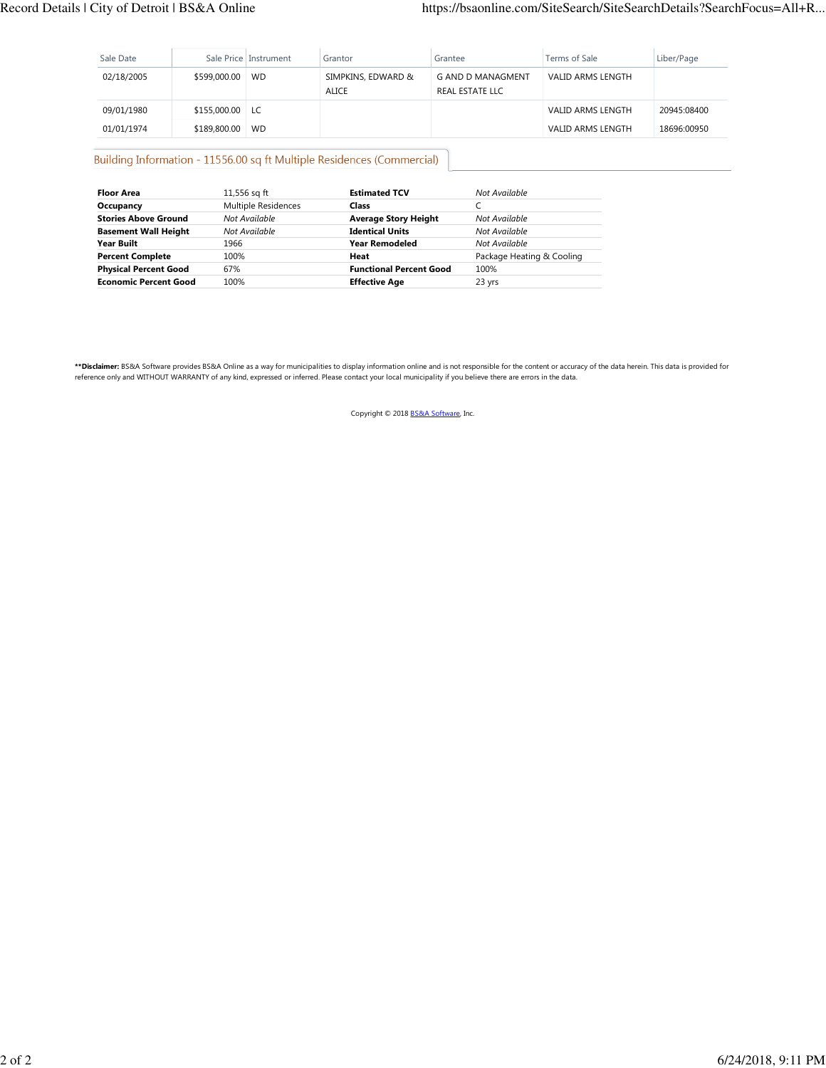| Sale Date | Sale Price | Instrument | Grantor | Grantee | Terms of Sale | Liber/Page |
|---|---|---|---|---|---|---|
| 02/18/2005 | $599,000.00 | WD | SIMPKINS, EDWARD & ALICE | G AND D MANAGMENT REAL ESTATE LLC | VALID ARMS LENGTH | |
| 09/01/1980 | $155,000.00 | LC | | | VALID ARMS LENGTH | 20945:08400 |
| 01/01/1974 | $189,800.00 | WD | | | VALID ARMS LENGTH | 18696:00950 |

## Building Information - 11556.00 sq ft Multiple Residences (Commercial)

| | | | |
|---|---|---|---|
| **Floor Area** | 11,556 sq ft | **Estimated TCV** | *Not Available* |
| **Occupancy** | Multiple Residences | **Class** | C |
| **Stories Above Ground** | *Not Available* | **Average Story Height** | *Not Available* |
| **Basement Wall Height** | *Not Available* | **Identical Units** | *Not Available* |
| **Year Built** | 1966 | **Year Remodeled** | *Not Available* |
| **Percent Complete** | 100% | **Heat** | Package Heating & Cooling |
| **Physical Percent Good** | 67% | **Functional Percent Good** | 100% |
| **Economic Percent Good** | 100% | **Effective Age** | 23 yrs |

****Disclaimer:** BS&A Software provides BS&A Online as a way for municipalities to display information online and is not responsible for the content or accuracy of the data herein. This data is provided for reference only and WITHOUT WARRANTY of any kind, expressed or inferred. Please contact your local municipality if you believe there are errors in the data.

Copyright © 2018 BS&A Software, Inc.